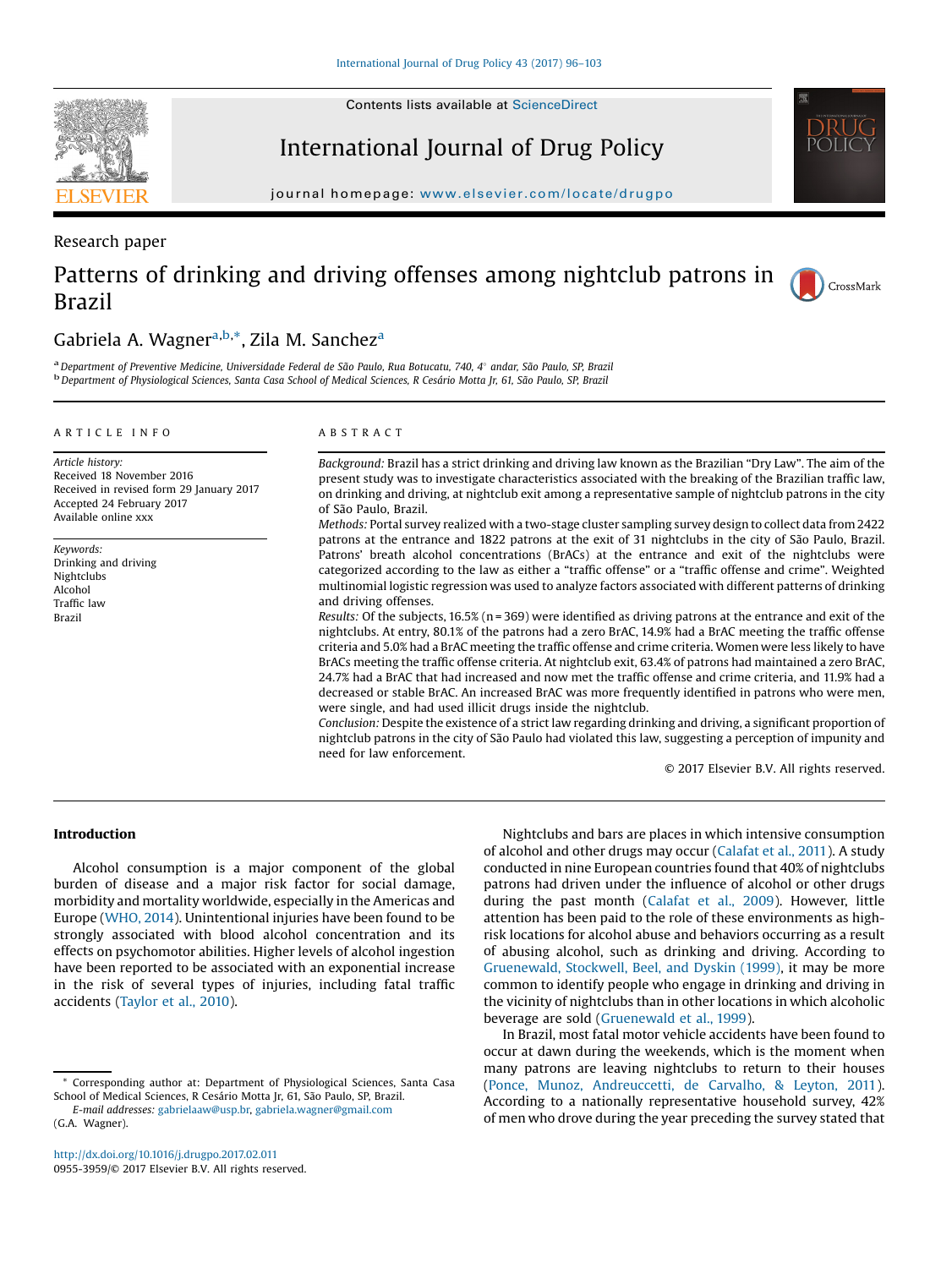Research paper

# Patterns of drinking and driving offenses among nightclub patrons in Brazil

Gabriela A. Wagner[a,b,*], Zila M. Sanchez[a]

[a] Department of Preventive Medicine, Universidade Federal de São Paulo, Rua Botucatu, 740, 4° andar, São Paulo, SP, Brazil
[b] Department of Physiological Sciences, Santa Casa School of Medical Sciences, R Cesário Motta Jr, 61, São Paulo, SP, Brazil

## ARTICLE INFO

*Article history:*
Received 18 November 2016
Received in revised form 29 January 2017
Accepted 24 February 2017
Available online xxx

*Keywords:*
Drinking and driving
Nightclubs
Alcohol
Traffic law
Brazil

## ABSTRACT

*Background:* Brazil has a strict drinking and driving law known as the Brazilian "Dry Law". The aim of the present study was to investigate characteristics associated with the breaking of the Brazilian traffic law, on drinking and driving, at nightclub exit among a representative sample of nightclub patrons in the city of São Paulo, Brazil.

*Methods:* Portal survey realized with a two-stage cluster sampling survey design to collect data from 2422 patrons at the entrance and 1822 patrons at the exit of 31 nightclubs in the city of São Paulo, Brazil. Patrons' breath alcohol concentrations (BrACs) at the entrance and exit of the nightclubs were categorized according to the law as either a "traffic offense" or a "traffic offense and crime". Weighted multinomial logistic regression was used to analyze factors associated with different patterns of drinking and driving offenses.

*Results:* Of the subjects, 16.5% (n = 369) were identified as driving patrons at the entrance and exit of the nightclubs. At entry, 80.1% of the patrons had a zero BrAC, 14.9% had a BrAC meeting the traffic offense criteria and 5.0% had a BrAC meeting the traffic offense and crime criteria. Women were less likely to have BrACs meeting the traffic offense criteria. At nightclub exit, 63.4% of patrons had maintained a zero BrAC, 24.7% had a BrAC that had increased and now met the traffic offense and crime criteria, and 11.9% had a decreased or stable BrAC. An increased BrAC was more frequently identified in patrons who were men, were single, and had used illicit drugs inside the nightclub.

*Conclusion:* Despite the existence of a strict law regarding drinking and driving, a significant proportion of nightclub patrons in the city of São Paulo had violated this law, suggesting a perception of impunity and need for law enforcement.

© 2017 Elsevier B.V. All rights reserved.

## Introduction

Alcohol consumption is a major component of the global burden of disease and a major risk factor for social damage, morbidity and mortality worldwide, especially in the Americas and Europe (WHO, 2014). Unintentional injuries have been found to be strongly associated with blood alcohol concentration and its effects on psychomotor abilities. Higher levels of alcohol ingestion have been reported to be associated with an exponential increase in the risk of several types of injuries, including fatal traffic accidents (Taylor et al., 2010).

Nightclubs and bars are places in which intensive consumption of alcohol and other drugs may occur (Calafat et al., 2011). A study conducted in nine European countries found that 40% of nightclubs patrons had driven under the influence of alcohol or other drugs during the past month (Calafat et al., 2009). However, little attention has been paid to the role of these environments as high-risk locations for alcohol abuse and behaviors occurring as a result of abusing alcohol, such as drinking and driving. According to Gruenewald, Stockwell, Beel, and Dyskin (1999), it may be more common to identify people who engage in drinking and driving in the vicinity of nightclubs than in other locations in which alcoholic beverage are sold (Gruenewald et al., 1999).

In Brazil, most fatal motor vehicle accidents have been found to occur at dawn during the weekends, which is the moment when many patrons are leaving nightclubs to return to their houses (Ponce, Munoz, Andreuccetti, de Carvalho, & Leyton, 2011). According to a nationally representative household survey, 42% of men who drove during the year preceding the survey stated that

\* Corresponding author at: Department of Physiological Sciences, Santa Casa School of Medical Sciences, R Cesário Motta Jr, 61, São Paulo, SP, Brazil.
*E-mail addresses:* gabrielaaw@usp.br, gabriela.wagner@gmail.com (G.A. Wagner).

http://dx.doi.org/10.1016/j.drugpo.2017.02.011
0955-3959/© 2017 Elsevier B.V. All rights reserved.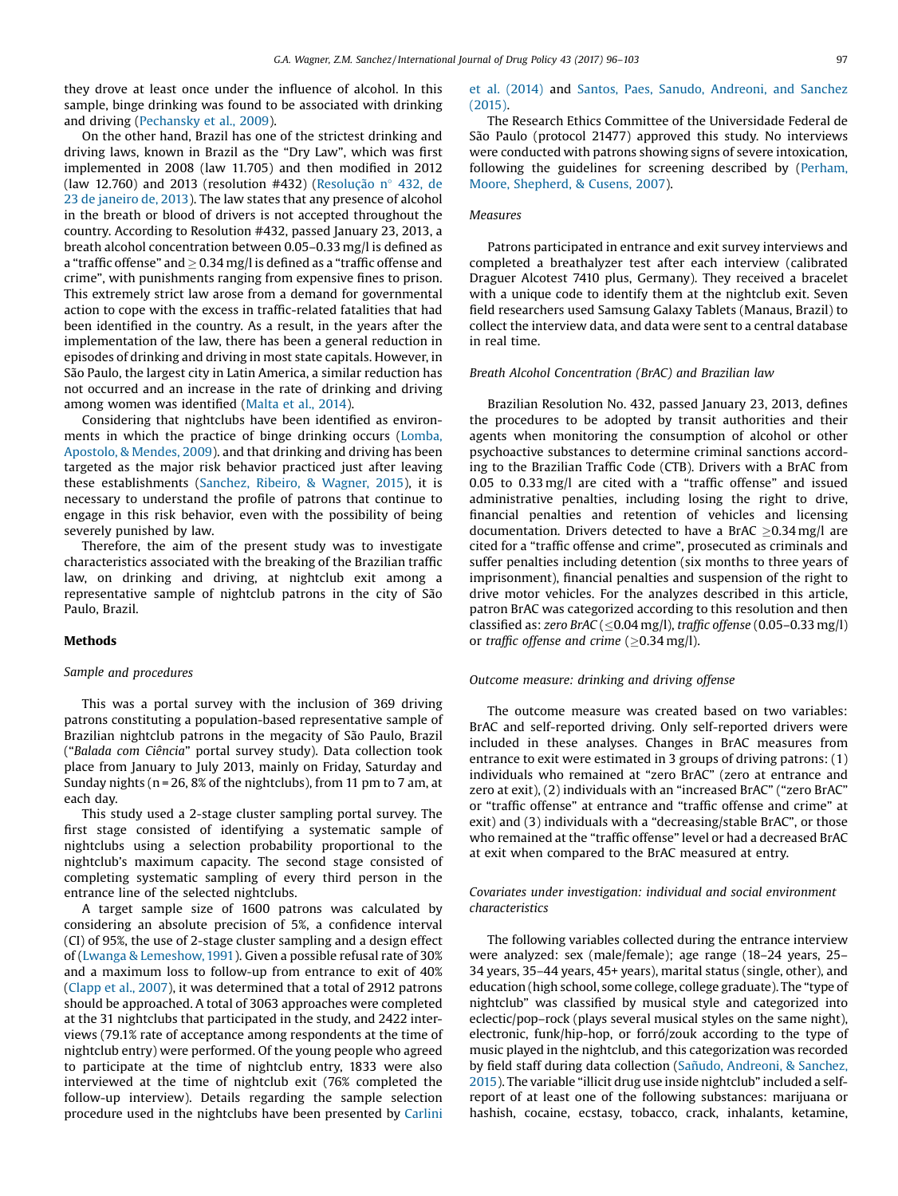they drove at least once under the influence of alcohol. In this sample, binge drinking was found to be associated with drinking and driving (Pechansky et al., 2009).

On the other hand, Brazil has one of the strictest drinking and driving laws, known in Brazil as the "Dry Law", which was first implemented in 2008 (law 11.705) and then modified in 2012 (law 12.760) and 2013 (resolution #432) (Resolução n° 432, de 23 de janeiro de, 2013). The law states that any presence of alcohol in the breath or blood of drivers is not accepted throughout the country. According to Resolution #432, passed January 23, 2013, a breath alcohol concentration between 0.05–0.33 mg/l is defined as a "traffic offense" and ≥ 0.34 mg/l is defined as a "traffic offense and crime", with punishments ranging from expensive fines to prison. This extremely strict law arose from a demand for governmental action to cope with the excess in traffic-related fatalities that had been identified in the country. As a result, in the years after the implementation of the law, there has been a general reduction in episodes of drinking and driving in most state capitals. However, in São Paulo, the largest city in Latin America, a similar reduction has not occurred and an increase in the rate of drinking and driving among women was identified (Malta et al., 2014).

Considering that nightclubs have been identified as environments in which the practice of binge drinking occurs (Lomba, Apostolo, & Mendes, 2009). and that drinking and driving has been targeted as the major risk behavior practiced just after leaving these establishments (Sanchez, Ribeiro, & Wagner, 2015), it is necessary to understand the profile of patrons that continue to engage in this risk behavior, even with the possibility of being severely punished by law.

Therefore, the aim of the present study was to investigate characteristics associated with the breaking of the Brazilian traffic law, on drinking and driving, at nightclub exit among a representative sample of nightclub patrons in the city of São Paulo, Brazil.

## Methods

### Sample and procedures

This was a portal survey with the inclusion of 369 driving patrons constituting a population-based representative sample of Brazilian nightclub patrons in the megacity of São Paulo, Brazil ("*Balada com Ciência*" portal survey study). Data collection took place from January to July 2013, mainly on Friday, Saturday and Sunday nights (n = 26, 8% of the nightclubs), from 11 pm to 7 am, at each day.

This study used a 2-stage cluster sampling portal survey. The first stage consisted of identifying a systematic sample of nightclubs using a selection probability proportional to the nightclub's maximum capacity. The second stage consisted of completing systematic sampling of every third person in the entrance line of the selected nightclubs.

A target sample size of 1600 patrons was calculated by considering an absolute precision of 5%, a confidence interval (CI) of 95%, the use of 2-stage cluster sampling and a design effect of (Lwanga & Lemeshow, 1991). Given a possible refusal rate of 30% and a maximum loss to follow-up from entrance to exit of 40% (Clapp et al., 2007), it was determined that a total of 2912 patrons should be approached. A total of 3063 approaches were completed at the 31 nightclubs that participated in the study, and 2422 interviews (79.1% rate of acceptance among respondents at the time of nightclub entry) were performed. Of the young people who agreed to participate at the time of nightclub entry, 1833 were also interviewed at the time of nightclub exit (76% completed the follow-up interview). Details regarding the sample selection procedure used in the nightclubs have been presented by Carlini et al. (2014) and Santos, Paes, Sanudo, Andreoni, and Sanchez (2015).

The Research Ethics Committee of the Universidade Federal de São Paulo (protocol 21477) approved this study. No interviews were conducted with patrons showing signs of severe intoxication, following the guidelines for screening described by (Perham, Moore, Shepherd, & Cusens, 2007).

### Measures

Patrons participated in entrance and exit survey interviews and completed a breathalyzer test after each interview (calibrated Draguer Alcotest 7410 plus, Germany). They received a bracelet with a unique code to identify them at the nightclub exit. Seven field researchers used Samsung Galaxy Tablets (Manaus, Brazil) to collect the interview data, and data were sent to a central database in real time.

### Breath Alcohol Concentration (BrAC) and Brazilian law

Brazilian Resolution No. 432, passed January 23, 2013, defines the procedures to be adopted by transit authorities and their agents when monitoring the consumption of alcohol or other psychoactive substances to determine criminal sanctions according to the Brazilian Traffic Code (CTB). Drivers with a BrAC from 0.05 to 0.33 mg/l are cited with a "traffic offense" and issued administrative penalties, including losing the right to drive, financial penalties and retention of vehicles and licensing documentation. Drivers detected to have a BrAC ≥0.34 mg/l are cited for a "traffic offense and crime", prosecuted as criminals and suffer penalties including detention (six months to three years of imprisonment), financial penalties and suspension of the right to drive motor vehicles. For the analyzes described in this article, patron BrAC was categorized according to this resolution and then classified as: *zero BrAC* (≤0.04 mg/l), *traffic offense* (0.05–0.33 mg/l) or *traffic offense and crime* (≥0.34 mg/l).

### Outcome measure: drinking and driving offense

The outcome measure was created based on two variables: BrAC and self-reported driving. Only self-reported drivers were included in these analyses. Changes in BrAC measures from entrance to exit were estimated in 3 groups of driving patrons: (1) individuals who remained at "zero BrAC" (zero at entrance and zero at exit), (2) individuals with an "increased BrAC" ("zero BrAC" or "traffic offense" at entrance and "traffic offense and crime" at exit) and (3) individuals with a "decreasing/stable BrAC", or those who remained at the "traffic offense" level or had a decreased BrAC at exit when compared to the BrAC measured at entry.

### Covariates under investigation: individual and social environment characteristics

The following variables collected during the entrance interview were analyzed: sex (male/female); age range (18–24 years, 25–34 years, 35–44 years, 45+ years), marital status (single, other), and education (high school, some college, college graduate). The "type of nightclub" was classified by musical style and categorized into eclectic/pop–rock (plays several musical styles on the same night), electronic, funk/hip-hop, or forró/zouk according to the type of music played in the nightclub, and this categorization was recorded by field staff during data collection (Sañudo, Andreoni, & Sanchez, 2015). The variable "illicit drug use inside nightclub" included a self-report of at least one of the following substances: marijuana or hashish, cocaine, ecstasy, tobacco, crack, inhalants, ketamine,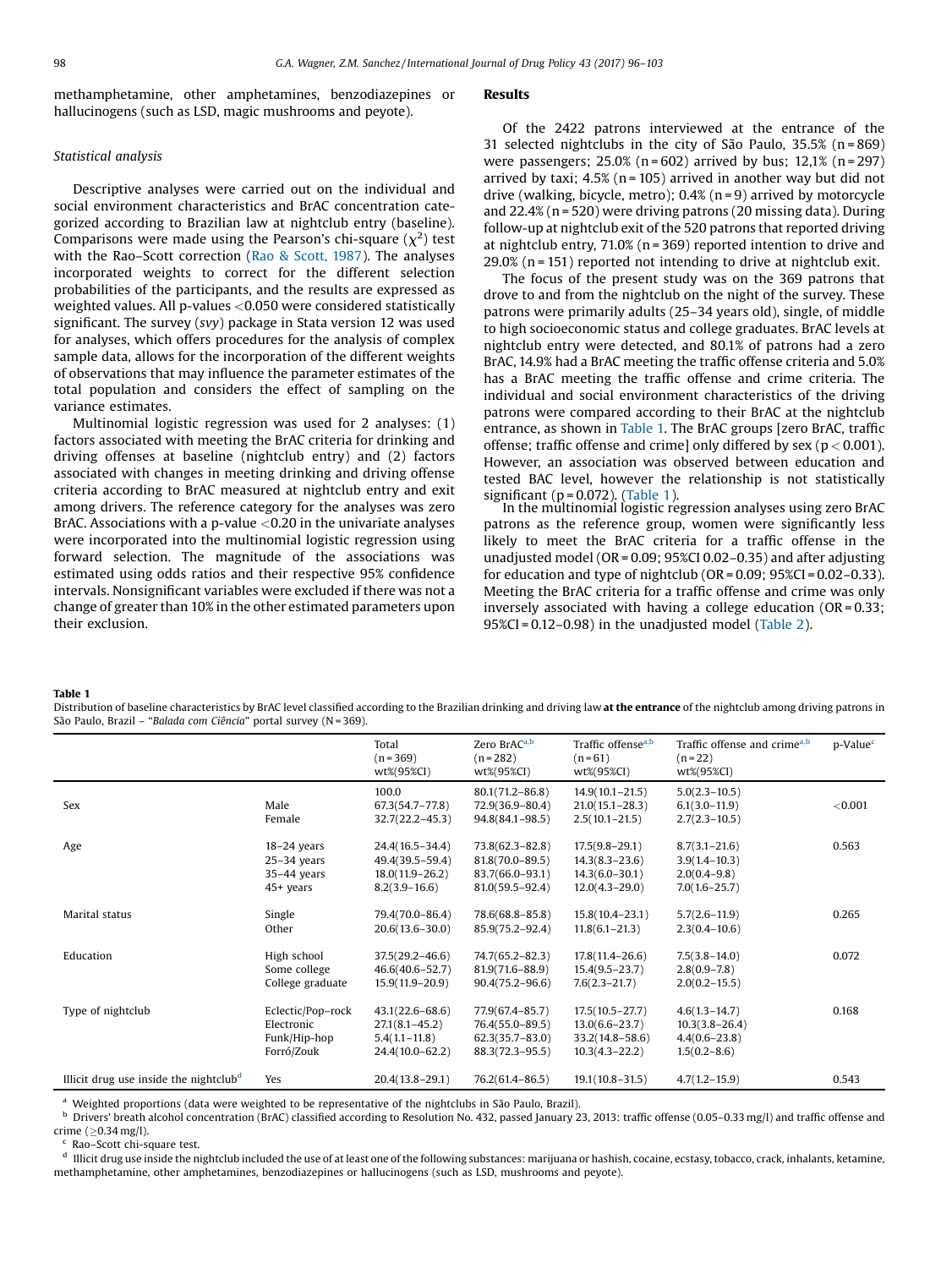methamphetamine, other amphetamines, benzodiazepines or hallucinogens (such as LSD, magic mushrooms and peyote).

### Statistical analysis

Descriptive analyses were carried out on the individual and social environment characteristics and BrAC concentration categorized according to Brazilian law at nightclub entry (baseline). Comparisons were made using the Pearson's chi-square ($\chi^2$) test with the Rao–Scott correction (Rao & Scott, 1987). The analyses incorporated weights to correct for the different selection probabilities of the participants, and the results are expressed as weighted values. All p-values <0.050 were considered statistically significant. The survey (*svy*) package in Stata version 12 was used for analyses, which offers procedures for the analysis of complex sample data, allows for the incorporation of the different weights of observations that may influence the parameter estimates of the total population and considers the effect of sampling on the variance estimates.

Multinomial logistic regression was used for 2 analyses: (1) factors associated with meeting the BrAC criteria for drinking and driving offenses at baseline (nightclub entry) and (2) factors associated with changes in meeting drinking and driving offense criteria according to BrAC measured at nightclub entry and exit among drivers. The reference category for the analyses was zero BrAC. Associations with a p-value <0.20 in the univariate analyses were incorporated into the multinomial logistic regression using forward selection. The magnitude of the associations was estimated using odds ratios and their respective 95% confidence intervals. Nonsignificant variables were excluded if there was not a change of greater than 10% in the other estimated parameters upon their exclusion.

## Results

Of the 2422 patrons interviewed at the entrance of the 31 selected nightclubs in the city of São Paulo, 35.5% (n = 869) were passengers; 25.0% (n = 602) arrived by bus; 12,1% (n = 297) arrived by taxi; 4.5% (n = 105) arrived in another way but did not drive (walking, bicycle, metro); 0.4% (n = 9) arrived by motorcycle and 22.4% (n = 520) were driving patrons (20 missing data). During follow-up at nightclub exit of the 520 patrons that reported driving at nightclub entry, 71.0% (n = 369) reported intention to drive and 29.0% (n = 151) reported not intending to drive at nightclub exit.

The focus of the present study was on the 369 patrons that drove to and from the nightclub on the night of the survey. These patrons were primarily adults (25–34 years old), single, of middle to high socioeconomic status and college graduates. BrAC levels at nightclub entry were detected, and 80.1% of patrons had a zero BrAC, 14.9% had a BrAC meeting the traffic offense criteria and 5.0% has a BrAC meeting the traffic offense and crime criteria. The individual and social environment characteristics of the driving patrons were compared according to their BrAC at the nightclub entrance, as shown in Table 1. The BrAC groups [zero BrAC, traffic offense; traffic offense and crime] only differed by sex ($p < 0.001$). However, an association was observed between education and tested BAC level, however the relationship is not statistically significant ($p = 0.072$). (Table 1).

In the multinomial logistic regression analyses using zero BrAC patrons as the reference group, women were significantly less likely to meet the BrAC criteria for a traffic offense in the unadjusted model (OR = 0.09; 95%CI 0.02–0.35) and after adjusting for education and type of nightclub (OR = 0.09; 95%CI = 0.02–0.33). Meeting the BrAC criteria for a traffic offense and crime was only inversely associated with having a college education (OR = 0.33; 95%CI = 0.12–0.98) in the unadjusted model (Table 2).

**Table 1**
Distribution of baseline characteristics by BrAC level classified according to the Brazilian drinking and driving law **at the entrance** of the nightclub among driving patrons in São Paulo, Brazil – "*Balada com Ciência*" portal survey (N = 369).

| | | Total (n = 369) wt%(95%CI) | Zero BrAC[a,b] (n = 282) wt%(95%CI) | Traffic offense[a,b] (n = 61) wt%(95%CI) | Traffic offense and crime[a,b] (n = 22) wt%(95%CI) | p-Value[c] |
|---|---|---|---|---|---|---|
| | | 100.0 | 80.1(71.2–86.8) | 14.9(10.1–21.5) | 5.0(2.3–10.5) | |
| Sex | Male | 67.3(54.7–77.8) | 72.9(36.9–80.4) | 21.0(15.1–28.3) | 6.1(3.0–11.9) | <0.001 |
| | Female | 32.7(22.2–45.3) | 94.8(84.1–98.5) | 2.5(10.1–21.5) | 2.7(2.3–10.5) | |
| Age | 18–24 years | 24.4(16.5–34.4) | 73.8(62.3–82.8) | 17.5(9.8–29.1) | 8.7(3.1–21.6) | 0.563 |
| | 25–34 years | 49.4(39.5–59.4) | 81.8(70.0–89.5) | 14.3(8.3–23.6) | 3.9(1.4–10.3) | |
| | 35–44 years | 18.0(11.9–26.2) | 83.7(66.0–93.1) | 14.3(6.0–30.1) | 2.0(0.4–9.8) | |
| | 45+ years | 8.2(3.9–16.6) | 81.0(59.5–92.4) | 12.0(4.3–29.0) | 7.0(1.6–25.7) | |
| Marital status | Single | 79.4(70.0–86.4) | 78.6(68.8–85.8) | 15.8(10.4–23.1) | 5.7(2.6–11.9) | 0.265 |
| | Other | 20.6(13.6–30.0) | 85.9(75.2–92.4) | 11.8(6.1–21.3) | 2.3(0.4–10.6) | |
| Education | High school | 37.5(29.2–46.6) | 74.7(65.2–82.3) | 17.8(11.4–26.6) | 7.5(3.8–14.0) | 0.072 |
| | Some college | 46.6(40.6–52.7) | 81.9(71.6–88.9) | 15.4(9.5–23.7) | 2.8(0.9–7.8) | |
| | College graduate | 15.9(11.9–20.9) | 90.4(75.2–96.6) | 7.6(2.3–21.7) | 2.0(0.2–15.5) | |
| Type of nightclub | Eclectic/Pop–rock | 43.1(22.6–68.6) | 77.9(67.4–85.7) | 17.5(10.5–27.7) | 4.6(1.3–14.7) | 0.168 |
| | Electronic | 27.1(8.1–45.2) | 76.4(55.0–89.5) | 13.0(6.6–23.7) | 10.3(3.8–26.4) | |
| | Funk/Hip-hop | 5.4(1.1–11.8) | 62.3(35.7–83.0) | 33.2(14.8–58.6) | 4.4(0.6–23.8) | |
| | Forró/Zouk | 24.4(10.0–62.2) | 88.3(72.3–95.5) | 10.3(4.3–22.2) | 1.5(0.2–8.6) | |
| Illicit drug use inside the nightclub[d] | Yes | 20.4(13.8–29.1) | 76.2(61.4–86.5) | 19.1(10.8–31.5) | 4.7(1.2–15.9) | 0.543 |

[a] Weighted proportions (data were weighted to be representative of the nightclubs in São Paulo, Brazil).
[b] Drivers' breath alcohol concentration (BrAC) classified according to Resolution No. 432, passed January 23, 2013: traffic offense (0.05–0.33 mg/l) and traffic offense and crime (≥0.34 mg/l).
[c] Rao–Scott chi-square test.
[d] Illicit drug use inside the nightclub included the use of at least one of the following substances: marijuana or hashish, cocaine, ecstasy, tobacco, crack, inhalants, ketamine, methamphetamine, other amphetamines, benzodiazepines or hallucinogens (such as LSD, mushrooms and peyote).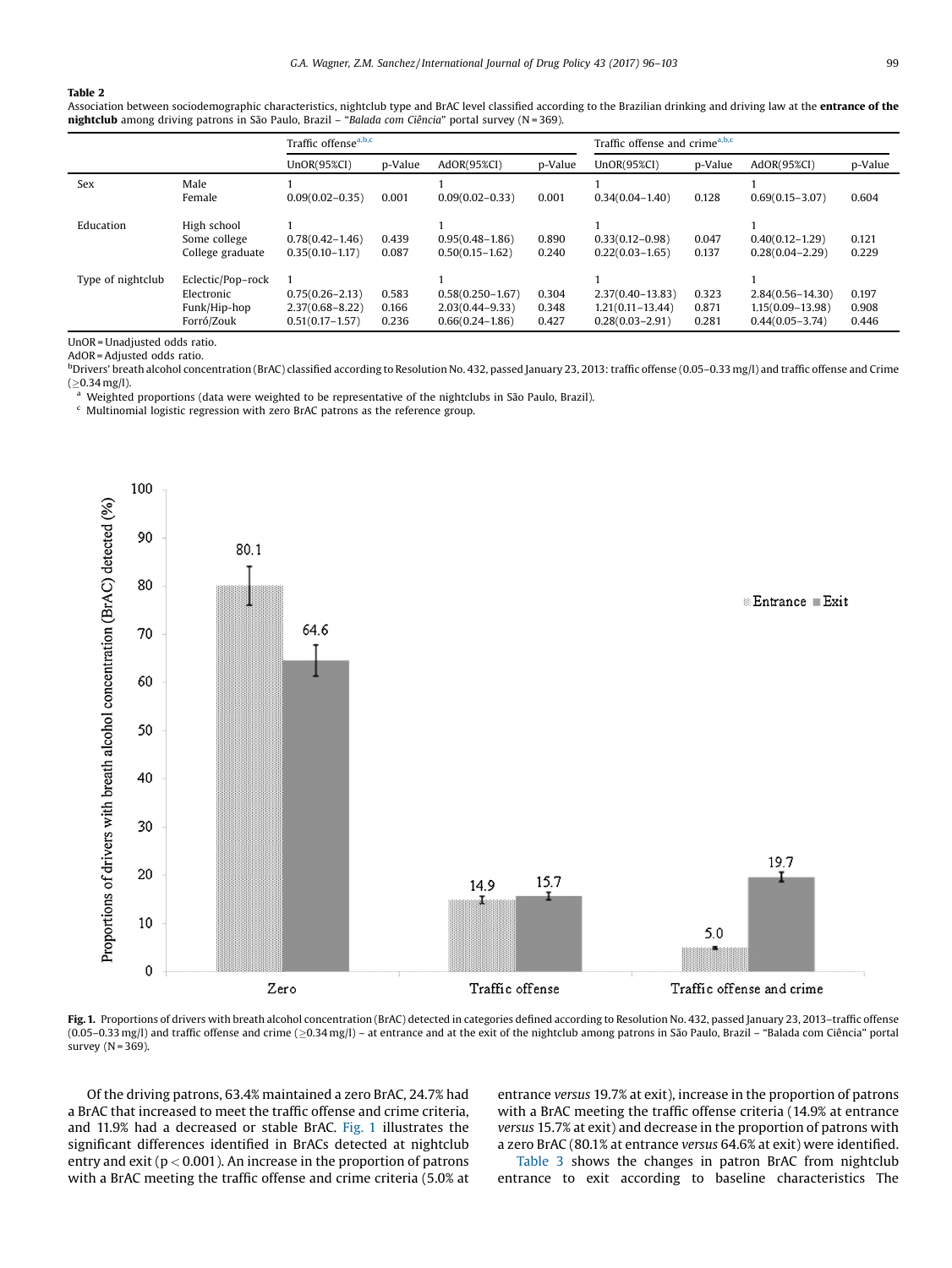**Table 2**
Association between sociodemographic characteristics, nightclub type and BrAC level classified according to the Brazilian drinking and driving law at the **entrance of the nightclub** among driving patrons in São Paulo, Brazil – "*Balada com Ciência*" portal survey (N = 369).

| | | Traffic offense[a,b,c] | | | | Traffic offense and crime[a,b,c] | | | |
|---|---|---|---|---|---|---|---|---|---|
| | | UnOR(95%CI) | p-Value | AdOR(95%CI) | p-Value | UnOR(95%CI) | p-Value | AdOR(95%CI) | p-Value |
| Sex | Male | 1 | | 1 | | 1 | | 1 | |
| | Female | 0.09(0.02–0.35) | 0.001 | 0.09(0.02–0.33) | 0.001 | 0.34(0.04–1.40) | 0.128 | 0.69(0.15–3.07) | 0.604 |
| Education | High school | 1 | | 1 | | 1 | | 1 | |
| | Some college | 0.78(0.42–1.46) | 0.439 | 0.95(0.48–1.86) | 0.890 | 0.33(0.12–0.98) | 0.047 | 0.40(0.12–1.29) | 0.121 |
| | College graduate | 0.35(0.10–1.17) | 0.087 | 0.50(0.15–1.62) | 0.240 | 0.22(0.03–1.65) | 0.137 | 0.28(0.04–2.29) | 0.229 |
| Type of nightclub | Eclectic/Pop–rock | 1 | | 1 | | 1 | | 1 | |
| | Electronic | 0.75(0.26–2.13) | 0.583 | 0.58(0.250–1.67) | 0.304 | 2.37(0.40–13.83) | 0.323 | 2.84(0.56–14.30) | 0.197 |
| | Funk/Hip-hop | 2.37(0.68–8.22) | 0.166 | 2.03(0.44–9.33) | 0.348 | 1.21(0.11–13.44) | 0.871 | 1.15(0.09–13.98) | 0.908 |
| | Forró/Zouk | 0.51(0.17–1.57) | 0.236 | 0.66(0.24–1.86) | 0.427 | 0.28(0.03–2.91) | 0.281 | 0.44(0.05–3.74) | 0.446 |

UnOR = Unadjusted odds ratio.
AdOR = Adjusted odds ratio.
[b]Drivers' breath alcohol concentration (BrAC) classified according to Resolution No. 432, passed January 23, 2013: traffic offense (0.05–0.33 mg/l) and traffic offense and Crime (≥0.34 mg/l).
[a] Weighted proportions (data were weighted to be representative of the nightclubs in São Paulo, Brazil).
[c] Multinomial logistic regression with zero BrAC patrons as the reference group.

**Fig. 1.** Proportions of drivers with breath alcohol concentration (BrAC) detected in categories defined according to Resolution No. 432, passed January 23, 2013–traffic offense (0.05–0.33 mg/l) and traffic offense and crime (≥0.34 mg/l) – at entrance and at the exit of the nightclub among patrons in São Paulo, Brazil – "Balada com Ciência" portal survey (N = 369).

Of the driving patrons, 63.4% maintained a zero BrAC, 24.7% had a BrAC that increased to meet the traffic offense and crime criteria, and 11.9% had a decreased or stable BrAC. Fig. 1 illustrates the significant differences identified in BrACs detected at nightclub entry and exit ($p < 0.001$). An increase in the proportion of patrons with a BrAC meeting the traffic offense and crime criteria (5.0% at entrance *versus* 19.7% at exit), increase in the proportion of patrons with a BrAC meeting the traffic offense criteria (14.9% at entrance *versus* 15.7% at exit) and decrease in the proportion of patrons with a zero BrAC (80.1% at entrance *versus* 64.6% at exit) were identified.

Table 3 shows the changes in patron BrAC from nightclub entrance to exit according to baseline characteristics The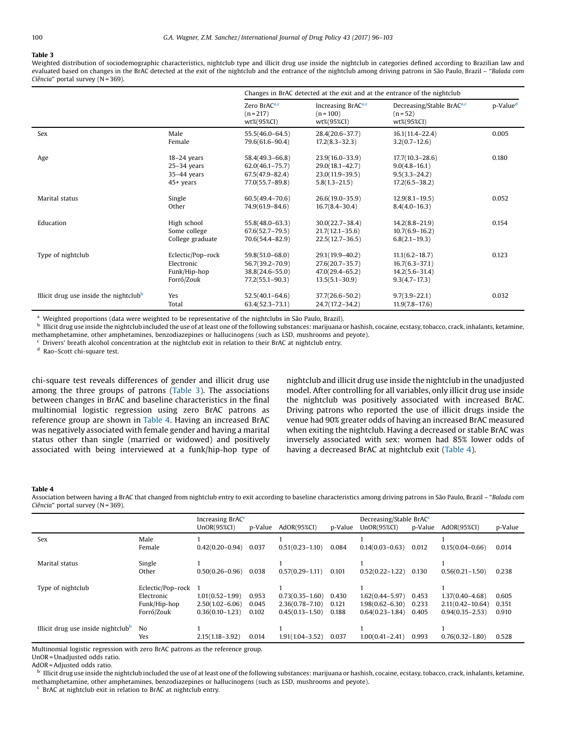**Table 3**
Weighted distribution of sociodemographic characteristics, nightclub type and illicit drug use inside the nightclub in categories defined according to Brazilian law and evaluated based on changes in the BrAC detected at the exit of the nightclub and the entrance of the nightclub among driving patrons in São Paulo, Brazil – "*Balada com Ciência*" portal survey (N = 369).

| | | Changes in BrAC detected at the exit and at the entrance of the nightclub | | | |
|---|---|---|---|---|---|
| | | Zero BrAC[a,c] (n = 217) wt%(95%CI) | Increasing BrAC[a,c] (n = 100) wt%(95%CI) | Decreasing/Stable BrAC[a,c] (n = 52) wt%(95%CI) | p-Value[d] |
| Sex | Male | 55.5(46.0–64.5) | 28.4(20.6–37.7) | 16.1(11.4–22.4) | 0.005 |
| | Female | 79.6(61.6–90.4) | 17.2(8.3–32.3) | 3.2(0.7–12.6) | |
| Age | 18–24 years | 58.4(49.3–66.8) | 23.9(16.0–33.9) | 17.7(10.3–28.6) | 0.180 |
| | 25–34 years | 62.0(46.1–75.7) | 29.0(18.1–42.7) | 9.0(4.8–16.1) | |
| | 35–44 years | 67.5(47.9–82.4) | 23.0(11.9–39.5) | 9.5(3.3–24.2) | |
| | 45+ years | 77.0(55.7–89.8) | 5.8(1.3–21.5) | 17.2(6.5–38.2) | |
| Marital status | Single | 60.5(49.4–70.6) | 26.6(19.0–35.9) | 12.9(8.1–19.5) | 0.052 |
| | Other | 74.9(61.9–84.6) | 16.7(8.4–30.4) | 8.4(4.0–16.3) | |
| Education | High school | 55.8(48.0–63.3) | 30.0(22.7–38.4) | 14.2(8.8–21.9) | 0.154 |
| | Some college | 67.6(52.7–79.5) | 21.7(12.1–35.6) | 10.7(6.9–16.2) | |
| | College graduate | 70.6(54.4–82.9) | 22.5(12.7–36.5) | 6.8(2.1–19.3) | |
| Type of nightclub | Eclectic/Pop–rock | 59.8(51.0–68.0) | 29.1(19.9–40.2) | 11.1(6.2–18.7) | 0.123 |
| | Electronic | 56.7(39.2–70.9) | 27.6(20.7–35.7) | 16.7(6.3–37.1) | |
| | Funk/Hip-hop | 38.8(24.6–55.0) | 47.0(29.4–65.2) | 14.2(5.6–31.4) | |
| | Forró/Zouk | 77.2(55.1–90.3) | 13.5(5.1–30.9) | 9.3(4.7–17.3) | |
| Illicit drug use inside the nightclub[b] | Yes | 52.5(40.1–64.6) | 37.7(26.6–50.2) | 9.7(3.9–22.1) | 0.032 |
| | Total | 63.4(52.3–73.1) | 24.7(17.2–34.2) | 11.9(7.8–17.6) | |

[a] Weighted proportions (data were weighted to be representative of the nightclubs in São Paulo, Brazil).
[b] Illicit drug use inside the nightclub included the use of at least one of the following substances: marijuana or hashish, cocaine, ecstasy, tobacco, crack, inhalants, ketamine, methamphetamine, other amphetamines, benzodiazepines or hallucinogens (such as LSD, mushrooms and peyote).
[c] Drivers' breath alcohol concentration at the nightclub exit in relation to their BrAC at nightclub entry.
[d] Rao–Scott chi-square test.

chi-square test reveals differences of gender and illicit drug use among the three groups of patrons (Table 3). The associations between changes in BrAC and baseline characteristics in the final multinomial logistic regression using zero BrAC patrons as reference group are shown in Table 4. Having an increased BrAC was negatively associated with female gender and having a marital status other than single (married or widowed) and positively associated with being interviewed at a funk/hip-hop type of nightclub and illicit drug use inside the nightclub in the unadjusted model. After controlling for all variables, only illicit drug use inside the nightclub was positively associated with increased BrAC. Driving patrons who reported the use of illicit drugs inside the venue had 90% greater odds of having an increased BrAC measured when exiting the nightclub. Having a decreased or stable BrAC was inversely associated with sex: women had 85% lower odds of having a decreased BrAC at nightclub exit (Table 4).

**Table 4**
Association between having a BrAC that changed from nightclub entry to exit according to baseline characteristics among driving patrons in São Paulo, Brazil – "*Balada com Ciência*" portal survey (N = 369).

| | | Increasing BrAC[c] | | | | Decreasing/Stable BrAC[c] | | | |
|---|---|---|---|---|---|---|---|---|---|
| | | UnOR(95%CI) | p-Value | AdOR(95%CI) | p-Value | UnOR(95%CI) | p-Value | AdOR(95%CI) | p-Value |
| Sex | Male | 1 | | 1 | | 1 | | 1 | |
| | Female | 0.42(0.20–0.94) | 0.037 | 0.51(0.23–1.10) | 0.084 | 0.14(0.03–0.63) | 0.012 | 0.15(0.04–0.66) | 0.014 |
| Marital status | Single | 1 | | 1 | | 1 | | 1 | |
| | Other | 0.50(0.26–0.96) | 0.038 | 0.57(0.29–1.11) | 0.101 | 0.52(0.22–1.22) | 0.130 | 0.56(0.21–1.50) | 0.238 |
| Type of nightclub | Eclectic/Pop–rock | 1 | | 1 | | 1 | | 1 | |
| | Electronic | 1.01(0.52–1.99) | 0.953 | 0.73(0.35–1.60) | 0.430 | 1.62(0.44–5.97) | 0.453 | 1.37(0.40–4.68) | 0.605 |
| | Funk/Hip-hop | 2.50(1.02–6.06) | 0.045 | 2.36(0.78–7.10) | 0.121 | 1.98(0.62–6.30) | 0.233 | 2.11(0.42–10.64) | 0.351 |
| | Forró/Zouk | 0.36(0.10–1.23) | 0.102 | 0.45(0.13–1.50) | 0.188 | 0.64(0.23–1.84) | 0.405 | 0.94(0.35–2.53) | 0.910 |
| Illicit drug use inside nightclub[b] | No | 1 | | 1 | | 1 | | 1 | |
| | Yes | 2.15(1.18–3.92) | 0.014 | 1.91(1.04–3.52) | 0.037 | 1.00(0.41–2.41) | 0.993 | 0.76(0.32–1.80) | 0.528 |

Multinomial logistic regression with zero BrAC patrons as the reference group.
UnOR = Unadjusted odds ratio.
AdOR = Adjusted odds ratio.
[b] Illicit drug use inside the nightclub included the use of at least one of the following substances: marijuana or hashish, cocaine, ecstasy, tobacco, crack, inhalants, ketamine, methamphetamine, other amphetamines, benzodiazepines or hallucinogens (such as LSD, mushrooms and peyote).
[c] BrAC at nightclub exit in relation to BrAC at nightclub entry.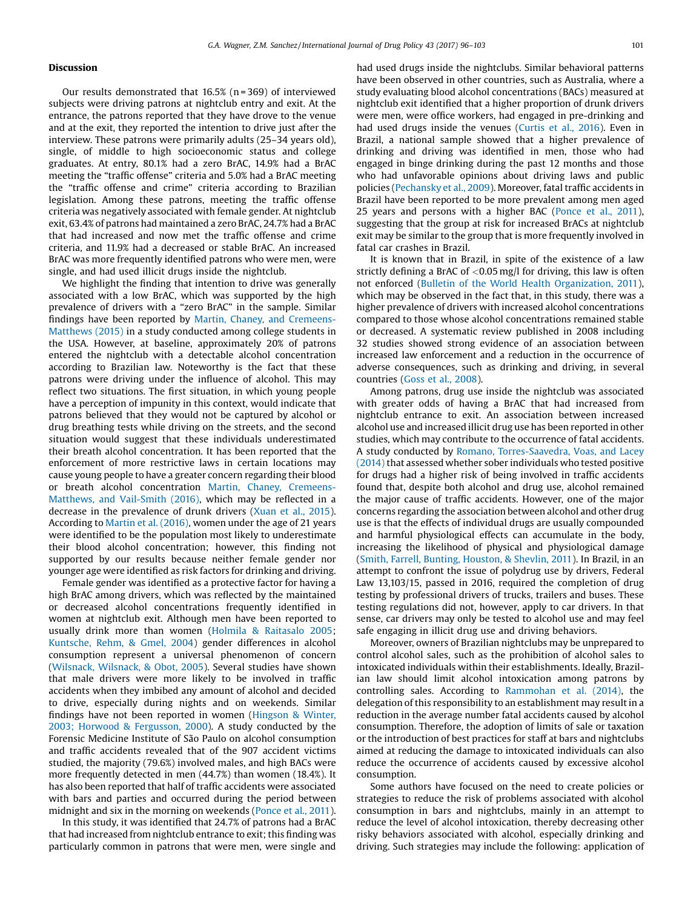## Discussion

Our results demonstrated that 16.5% (n = 369) of interviewed subjects were driving patrons at nightclub entry and exit. At the entrance, the patrons reported that they have drove to the venue and at the exit, they reported the intention to drive just after the interview. These patrons were primarily adults (25–34 years old), single, of middle to high socioeconomic status and college graduates. At entry, 80.1% had a zero BrAC, 14.9% had a BrAC meeting the "traffic offense" criteria and 5.0% had a BrAC meeting the "traffic offense and crime" criteria according to Brazilian legislation. Among these patrons, meeting the traffic offense criteria was negatively associated with female gender. At nightclub exit, 63.4% of patrons had maintained a zero BrAC, 24.7% had a BrAC that had increased and now met the traffic offense and crime criteria, and 11.9% had a decreased or stable BrAC. An increased BrAC was more frequently identified patrons who were men, were single, and had used illicit drugs inside the nightclub.

We highlight the finding that intention to drive was generally associated with a low BrAC, which was supported by the high prevalence of drivers with a "zero BrAC" in the sample. Similar findings have been reported by Martin, Chaney, and Cremeens-Matthews (2015) in a study conducted among college students in the USA. However, at baseline, approximately 20% of patrons entered the nightclub with a detectable alcohol concentration according to Brazilian law. Noteworthy is the fact that these patrons were driving under the influence of alcohol. This may reflect two situations. The first situation, in which young people have a perception of impunity in this context, would indicate that patrons believed that they would not be captured by alcohol or drug breathing tests while driving on the streets, and the second situation would suggest that these individuals underestimated their breath alcohol concentration. It has been reported that the enforcement of more restrictive laws in certain locations may cause young people to have a greater concern regarding their blood or breath alcohol concentration Martin, Chaney, Cremeens-Matthews, and Vail-Smith (2016), which may be reflected in a decrease in the prevalence of drunk drivers (Xuan et al., 2015). According to Martin et al. (2016), women under the age of 21 years were identified to be the population most likely to underestimate their blood alcohol concentration; however, this finding not supported by our results because neither female gender nor younger age were identified as risk factors for drinking and driving.

Female gender was identified as a protective factor for having a high BrAC among drivers, which was reflected by the maintained or decreased alcohol concentrations frequently identified in women at nightclub exit. Although men have been reported to usually drink more than women (Holmila & Raitasalo 2005; Kuntsche, Rehm, & Gmel, 2004) gender differences in alcohol consumption represent a universal phenomenon of concern (Wilsnack, Wilsnack, & Obot, 2005). Several studies have shown that male drivers were more likely to be involved in traffic accidents when they imbibed any amount of alcohol and decided to drive, especially during nights and on weekends. Similar findings have not been reported in women (Hingson & Winter, 2003; Horwood & Fergusson, 2000). A study conducted by the Forensic Medicine Institute of São Paulo on alcohol consumption and traffic accidents revealed that of the 907 accident victims studied, the majority (79.6%) involved males, and high BACs were more frequently detected in men (44.7%) than women (18.4%). It has also been reported that half of traffic accidents were associated with bars and parties and occurred during the period between midnight and six in the morning on weekends (Ponce et al., 2011).

In this study, it was identified that 24.7% of patrons had a BrAC that had increased from nightclub entrance to exit; this finding was particularly common in patrons that were men, were single and had used drugs inside the nightclubs. Similar behavioral patterns have been observed in other countries, such as Australia, where a study evaluating blood alcohol concentrations (BACs) measured at nightclub exit identified that a higher proportion of drunk drivers were men, were office workers, had engaged in pre-drinking and had used drugs inside the venues (Curtis et al., 2016). Even in Brazil, a national sample showed that a higher prevalence of drinking and driving was identified in men, those who had engaged in binge drinking during the past 12 months and those who had unfavorable opinions about driving laws and public policies (Pechansky et al., 2009). Moreover, fatal traffic accidents in Brazil have been reported to be more prevalent among men aged 25 years and persons with a higher BAC (Ponce et al., 2011), suggesting that the group at risk for increased BrACs at nightclub exit may be similar to the group that is more frequently involved in fatal car crashes in Brazil.

It is known that in Brazil, in spite of the existence of a law strictly defining a BrAC of <0.05 mg/l for driving, this law is often not enforced (Bulletin of the World Health Organization, 2011), which may be observed in the fact that, in this study, there was a higher prevalence of drivers with increased alcohol concentrations compared to those whose alcohol concentrations remained stable or decreased. A systematic review published in 2008 including 32 studies showed strong evidence of an association between increased law enforcement and a reduction in the occurrence of adverse consequences, such as drinking and driving, in several countries (Goss et al., 2008).

Among patrons, drug use inside the nightclub was associated with greater odds of having a BrAC that had increased from nightclub entrance to exit. An association between increased alcohol use and increased illicit drug use has been reported in other studies, which may contribute to the occurrence of fatal accidents. A study conducted by Romano, Torres-Saavedra, Voas, and Lacey (2014) that assessed whether sober individuals who tested positive for drugs had a higher risk of being involved in traffic accidents found that, despite both alcohol and drug use, alcohol remained the major cause of traffic accidents. However, one of the major concerns regarding the association between alcohol and other drug use is that the effects of individual drugs are usually compounded and harmful physiological effects can accumulate in the body, increasing the likelihood of physical and physiological damage (Smith, Farrell, Bunting, Houston, & Shevlin, 2011). In Brazil, in an attempt to confront the issue of polydrug use by drivers, Federal Law 13,103/15, passed in 2016, required the completion of drug testing by professional drivers of trucks, trailers and buses. These testing regulations did not, however, apply to car drivers. In that sense, car drivers may only be tested to alcohol use and may feel safe engaging in illicit drug use and driving behaviors.

Moreover, owners of Brazilian nightclubs may be unprepared to control alcohol sales, such as the prohibition of alcohol sales to intoxicated individuals within their establishments. Ideally, Brazilian law should limit alcohol intoxication among patrons by controlling sales. According to Rammohan et al. (2014), the delegation of this responsibility to an establishment may result in a reduction in the average number fatal accidents caused by alcohol consumption. Therefore, the adoption of limits of sale or taxation or the introduction of best practices for staff at bars and nightclubs aimed at reducing the damage to intoxicated individuals can also reduce the occurrence of accidents caused by excessive alcohol consumption.

Some authors have focused on the need to create policies or strategies to reduce the risk of problems associated with alcohol consumption in bars and nightclubs, mainly in an attempt to reduce the level of alcohol intoxication, thereby decreasing other risky behaviors associated with alcohol, especially drinking and driving. Such strategies may include the following: application of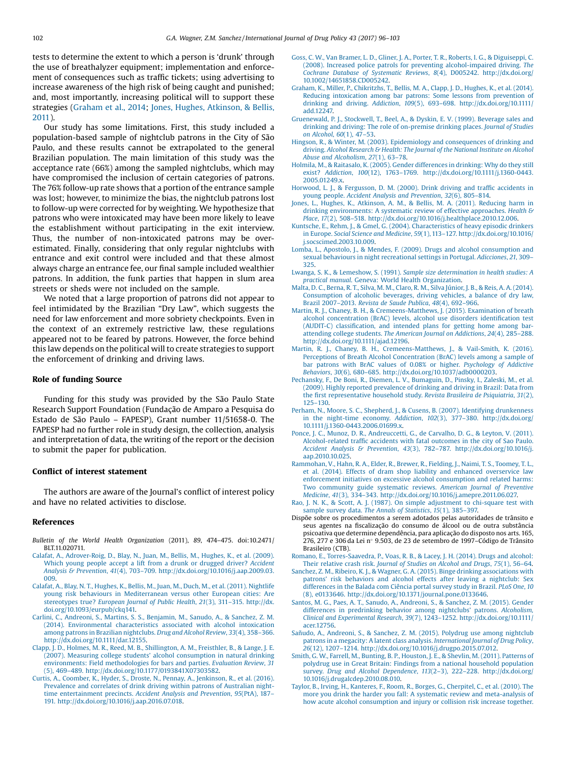tests to determine the extent to which a person is 'drunk' through the use of breathalyzer equipment; implementation and enforcement of consequences such as traffic tickets; using advertising to increase awareness of the high risk of being caught and punished; and, most importantly, increasing political will to support these strategies (Graham et al., 2014; Jones, Hughes, Atkinson, & Bellis, 2011).

Our study has some limitations. First, this study included a population-based sample of nightclub patrons in the City of São Paulo, and these results cannot be extrapolated to the general Brazilian population. The main limitation of this study was the acceptance rate (66%) among the sampled nightclubs, which may have compromised the inclusion of certain categories of patrons. The 76% follow-up rate shows that a portion of the entrance sample was lost; however, to minimize the bias, the nightclub patrons lost to follow-up were corrected for by weighting. We hypothesize that patrons who were intoxicated may have been more likely to leave the establishment without participating in the exit interview. Thus, the number of non-intoxicated patrons may be overestimated. Finally, considering that only regular nightclubs with entrance and exit control were included and that these almost always charge an entrance fee, our final sample included wealthier patrons. In addition, the funk parties that happen in slum area streets or sheds were not included on the sample.

We noted that a large proportion of patrons did not appear to feel intimidated by the Brazilian "Dry Law", which suggests the need for law enforcement and more sobriety checkpoints. Even in the context of an extremely restrictive law, these regulations appeared not to be feared by patrons. However, the force behind this law depends on the political will to create strategies to support the enforcement of drinking and driving laws.

## Role of funding Source

Funding for this study was provided by the São Paulo State Research Support Foundation (Fundação de Amparo a Pesquisa do Estado de São Paulo – FAPESP), Grant number 11/51658-0. The FAPESP had no further role in study design, the collection, analysis and interpretation of data, the writing of the report or the decision to submit the paper for publication.

## Conflict of interest statement

The authors are aware of the Journal's conflict of interest policy and have no related activities to disclose.

## References

*Bulletin of the World Health Organization* (2011), *89*, 474–475. doi:10.2471/BLT.11.020711.

Calafat, A., Adrover-Roig, D., Blay, N., Juan, M., Bellis, M., Hughes, K., et al. (2009). Which young people accept a lift from a drunk or drugged driver? *Accident Analysis & Prevention*, *41*(4), 703–709. http://dx.doi.org/10.1016/j.aap.2009.03.009.

Calafat, A., Blay, N. T., Hughes, K., Bellis, M., Juan, M., Duch, M., et al. (2011). Nightlife young risk behaviours in Mediterranean versus other European cities: Are stereotypes true? *European Journal of Public Health*, *21*(3), 311–315. http://dx.doi.org/10.1093/eurpub/ckq141.

Carlini, C., Andreoni, S., Martins, S. S., Benjamin, M., Sanudo, A., & Sanchez, Z. M. (2014). Environmental characteristics associated with alcohol intoxication among patrons in Brazilian nightclubs. *Drug and Alcohol Review*, *33*(4), 358–366. http://dx.doi.org/10.1111/dar.12155.

Clapp, J. D., Holmes, M. R., Reed, M. B., Shillington, A. M., Freisthler, B., & Lange, J. E. (2007). Measuring college students' alcohol consumption in natural drinking environments: Field methodologies for bars and parties. *Evaluation Review*, *31*(5), 469–489. http://dx.doi.org/10.1177/0193841X07303582.

Curtis, A., Coomber, K., Hyder, S., Droste, N., Pennay, A., Jenkinson, R., et al. (2016). Prevalence and correlates of drink driving within patrons of Australian night-time entertainment precincts. *Accident Analysis and Prevention*, *95*(PtA), 187–191. http://dx.doi.org/10.1016/j.aap.2016.07.018.

Goss, C. W., Van Bramer, L. D., Gliner, J. A., Porter, T. R., Roberts, I. G., & Diguiseppi, C. (2008). Increased police patrols for preventing alcohol-impaired driving. *The Cochrane Database of Systematic Reviews*, *8*(4), D005242. http://dx.doi.org/10.1002/14651858.CD005242.

Graham, K., Miller, P., Chikritzhs, T., Bellis, M. A., Clapp, J. D., Hughes, K., et al. (2014). Reducing intoxication among bar patrons: Some lessons from prevention of drinking and driving. *Addiction*, *109*(5), 693–698. http://dx.doi.org/10.1111/add.12247.

Gruenewald, P. J., Stockwell, T., Beel, A., & Dyskin, E. V. (1999). Beverage sales and drinking and driving: The role of on-premise drinking places. *Journal of Studies on Alcohol*, *60*(1), 47–53.

Hingson, R., & Winter, M. (2003). Epidemiology and consequences of drinking and driving. *Alcohol Research & Health: The Journal of the National Institute on Alcohol Abuse and Alcoholism*, *27*(1), 63–78.

Holmila, M., & Raitasalo, K. (2005). Gender differences in drinking: Why do they still exist? *Addiction*, *100*(12), 1763–1769. http://dx.doi.org/10.1111/j.1360-0443.2005.01249.x.

Horwood, L. J., & Fergusson, D. M. (2000). Drink driving and traffic accidents in young people. *Accident Analysis and Prevention*, *32*(6), 805–814.

Jones, L., Hughes, K., Atkinson, A. M., & Bellis, M. A. (2011). Reducing harm in drinking environments: A systematic review of effective approaches. *Health & Place*, *17*(2), 508–518. http://dx.doi.org/10.1016/j.healthplace.2010.12.006.

Kuntsche, E., Rehm, J., & Gmel, G. (2004). Characteristics of heavy episodic drinkers in Europe. *Social Science and Medicine*, *59*(1), 113–127. http://dx.doi.org/10.1016/j.socscimed.2003.10.009.

Lomba, L., Apostolo, J., & Mendes, F. (2009). Drugs and alcohol consumption and sexual behaviours in night recreational settings in Portugal. *Adicciones*, *21*, 309–325.

Lwanga, S. K., & Lemeshow, S. (1991). *Sample size determination in health studies: A practical manual.* Geneva: World Health Organization.

Malta, D. C., Berna, R. T., Silva, M. M., Claro, R. M., Silva Júnior, J. B., & Reis, A. A. (2014). Consumption of alcoholic beverages, driving vehicles, a balance of dry law, Brazil 2007–2013. *Revista de Saude Publica*, *48*(4), 692–966.

Martin, R. J., Chaney, B. H., & Cremeens-Matthews, J. (2015). Examination of breath alcohol concentration (BrAC) levels, alcohol use disorders identification test (AUDIT-C) classification, and intended plans for getting home among bar-attending college students. *The American Journal on Addictions*, *24*(4), 285–288. http://dx.doi.org/10.1111/ajad.12196.

Martin, R. J., Chaney, B. H., Cremeens-Matthews, J., & Vail-Smith, K. (2016). Perceptions of Breath Alcohol Concentration (BrAC) levels among a sample of bar patrons with BrAC values of 0.08% or higher. *Psychology of Addictive Behaviors*, *30*(6), 680–685. http://dx.doi.org/10.1037/adb0000203.

Pechansky, F., De Boni, R., Diemen, L. V., Bumaguin, D., Pinsky, I., Zaleski, M., et al. (2009). Highly reported prevalence of drinking and driving in Brazil: Data from the first representative household study. *Revista Brasileira de Psiquiatria*, *31*(2), 125–130.

Perham, N., Moore, S. C., Shepherd, J., & Cusens, B. (2007). Identifying drunkenness in the night-time economy. *Addiction*, *102*(3), 377–380. http://dx.doi.org/10.1111/j.1360-0443.2006.01699.x.

Ponce, J. C., Munoz, D. R., Andreuccetti, G., de Carvalho, D. G., & Leyton, V. (2011). Alcohol-related traffic accidents with fatal outcomes in the city of Sao Paulo. *Accident Analysis & Prevention*, *43*(3), 782–787. http://dx.doi.org/10.1016/j.aap.2010.10.025.

Rammohan, V., Hahn, R. A., Elder, R., Brewer, R., Fielding, J., Naimi, T. S., Toomey, T. L., et al. (2014). Effects of dram shop liability and enhanced overservice law enforcement initiatives on excessive alcohol consumption and related harms: Two community guide systematic reviews. *American Journal of Preventive Medicine*, *41*(3), 334–343. http://dx.doi.org/10.1016/j.amepre.2011.06.027.

Rao, J. N. K., & Scott, A. J. (1987). On simple adjustment to chi-square test with sample survey data. *The Annals of Statistics*, *15*(1), 385–397.

Dispõe sobre os procedimentos a serem adotados pelas autoridades de trânsito e seus agentes na fiscalização do consumo de álcool ou de outra substância psicoativa que determine dependência, para aplicação do disposto nos arts. 165, 276, 277 e 306 da Lei n° 9.503, de 23 de setembro de 1997–Código de Trânsito Brasileiro (CTB).

Romano, E., Torres-Saavedra, P., Voas, R. B., & Lacey, J. H. (2014). Drugs and alcohol: Their relative crash risk. *Journal of Studies on Alcohol and Drugs*, *75*(1), 56–64.

Sanchez, Z. M., Ribeiro, K. J., & Wagner, G. A. (2015). Binge drinking associations with patrons' risk behaviors and alcohol effects after leaving a nightclub: Sex differences in the Balada com Ciência portal survey study in Brazil. *PLoS One*, *10*(8), e0133646. http://dx.doi.org/10.1371/journal.pone.0133646.

Santos, M. G., Paes, A. T., Sanudo, A., Andreoni, S., & Sanchez, Z. M. (2015). Gender differences in predrinking behavior among nightclubs' patrons. *Alcoholism, Clinical and Experimental Research*, *39*(7), 1243–1252. http://dx.doi.org/10.1111/acer.12756.

Sañudo, A., Andreoni, S., & Sanchez, Z. M. (2015). Polydrug use among nightclub patrons in a megacity: A latent class analysis. *International Journal of Drug Policy*, *26*(12), 1207–1214. http://dx.doi.org/10.1016/j.drugpo.2015.07.012.

Smith, G. W., Farrell, M., Bunting, B. P., Houston, J. E., & Shevlin, M. (2011). Patterns of polydrug use in Great Britain: Findings from a national household population survey. *Drug and Alcohol Dependence*, *113*(2–3), 222–228. http://dx.doi.org/10.1016/j.drugalcdep.2010.08.010.

Taylor, B., Irving, H., Kanteres, F., Room, R., Borges, G., Cherpitel, C., et al. (2010). The more you drink the harder you fall: A systematic review and meta-analysis of how acute alcohol consumption and injury or collision risk increase together.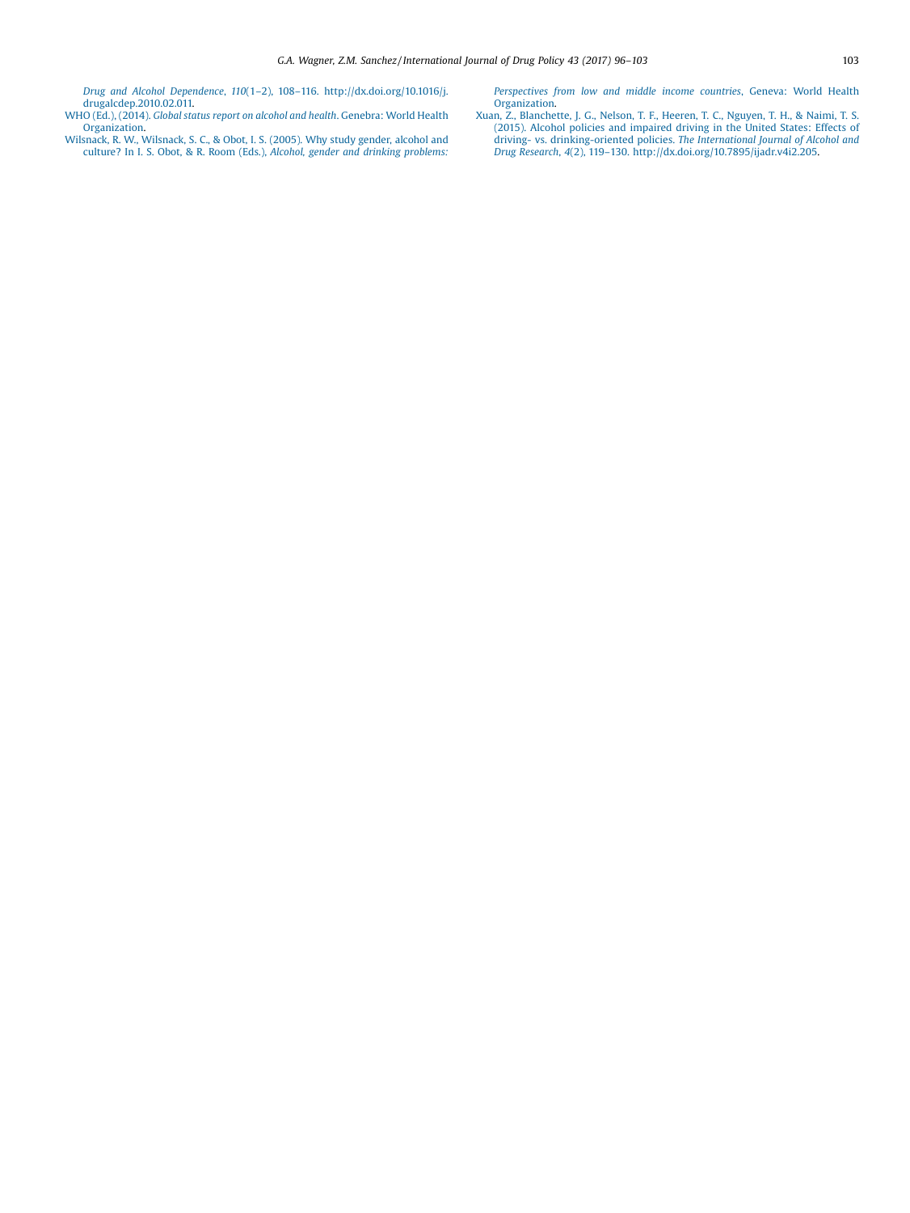*Drug and Alcohol Dependence*, *110*(1–2), 108–116. http://dx.doi.org/10.1016/j.drugalcdep.2010.02.011.

WHO (Ed.), (2014). *Global status report on alcohol and health*. Genebra: World Health Organization.

Wilsnack, R. W., Wilsnack, S. C., & Obot, I. S. (2005). Why study gender, alcohol and culture? In I. S. Obot, & R. Room (Eds.), *Alcohol, gender and drinking problems: Perspectives from low and middle income countries*, Geneva: World Health Organization.

Xuan, Z., Blanchette, J. G., Nelson, T. F., Heeren, T. C., Nguyen, T. H., & Naimi, T. S. (2015). Alcohol policies and impaired driving in the United States: Effects of driving- vs. drinking-oriented policies. *The International Journal of Alcohol and Drug Research*, *4*(2), 119–130. http://dx.doi.org/10.7895/ijadr.v4i2.205.